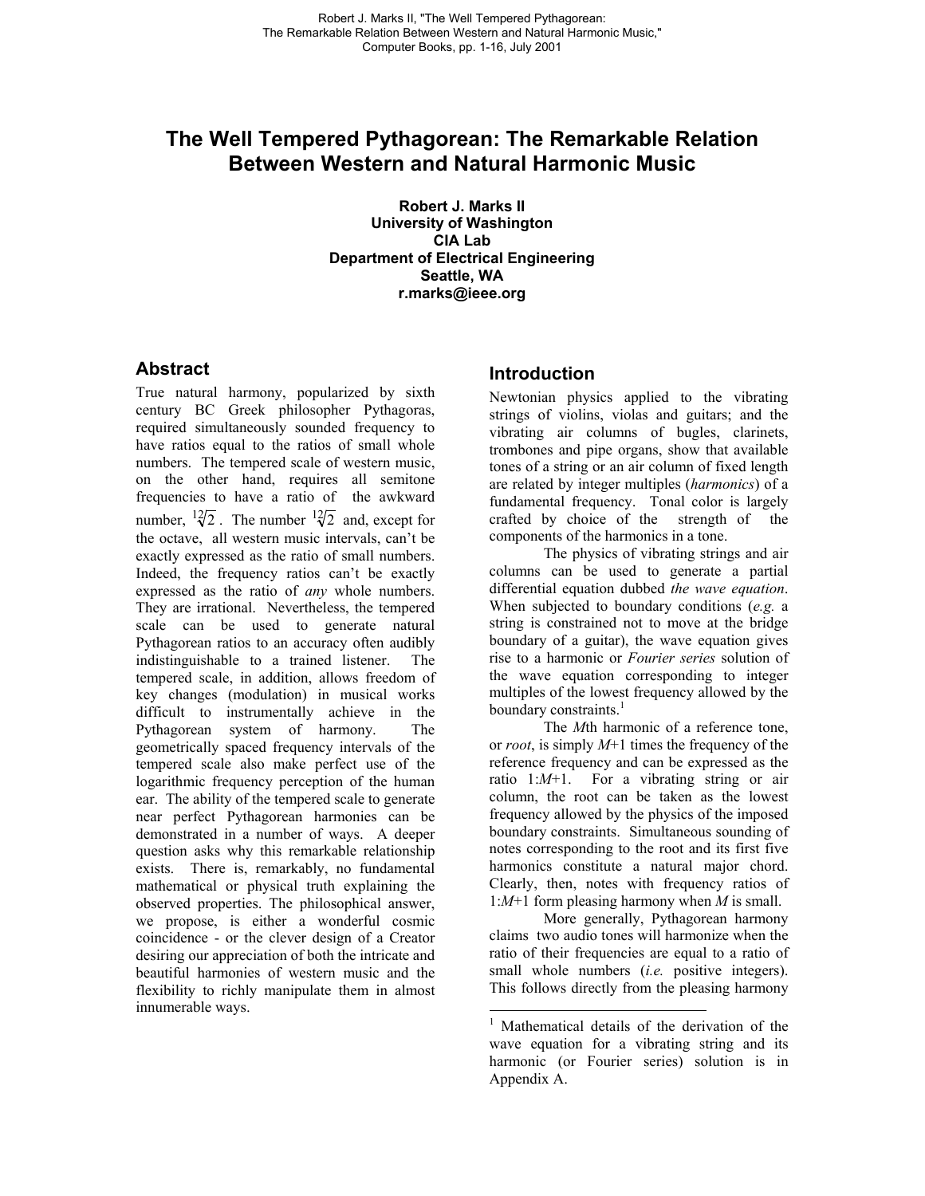# The Well Tempered Pythagorean: The Remarkable Relation Between Western and Natural Harmonic Music

**Robert J. Marks II**
**University of Washington**
**CIA Lab**
**Department of Electrical Engineering**
**Seattle, WA**
**r.marks@ieee.org**

## Abstract

True natural harmony, popularized by sixth century BC Greek philosopher Pythagoras, required simultaneously sounded frequency to have ratios equal to the ratios of small whole numbers. The tempered scale of western music, on the other hand, requires all semitone frequencies to have a ratio of the awkward number, $\sqrt[12]{2}$. The number $\sqrt[12]{2}$ and, except for the octave, all western music intervals, can't be exactly expressed as the ratio of small numbers. Indeed, the frequency ratios can't be exactly expressed as the ratio of *any* whole numbers. They are irrational. Nevertheless, the tempered scale can be used to generate natural Pythagorean ratios to an accuracy often audibly indistinguishable to a trained listener. The tempered scale, in addition, allows freedom of key changes (modulation) in musical works difficult to instrumentally achieve in the Pythagorean system of harmony. The geometrically spaced frequency intervals of the tempered scale also make perfect use of the logarithmic frequency perception of the human ear. The ability of the tempered scale to generate near perfect Pythagorean harmonies can be demonstrated in a number of ways. A deeper question asks why this remarkable relationship exists. There is, remarkably, no fundamental mathematical or physical truth explaining the observed properties. The philosophical answer, we propose, is either a wonderful cosmic coincidence - or the clever design of a Creator desiring our appreciation of both the intricate and beautiful harmonies of western music and the flexibility to richly manipulate them in almost innumerable ways.

## Introduction

Newtonian physics applied to the vibrating strings of violins, violas and guitars; and the vibrating air columns of bugles, clarinets, trombones and pipe organs, show that available tones of a string or an air column of fixed length are related by integer multiples (*harmonics*) of a fundamental frequency. Tonal color is largely crafted by choice of the strength of the components of the harmonics in a tone.

The physics of vibrating strings and air columns can be used to generate a partial differential equation dubbed *the wave equation*. When subjected to boundary conditions (*e.g.* a string is constrained not to move at the bridge boundary of a guitar), the wave equation gives rise to a harmonic or *Fourier series* solution of the wave equation corresponding to integer multiples of the lowest frequency allowed by the boundary constraints.[1]

The $M$th harmonic of a reference tone, or *root*, is simply $M$+1 times the frequency of the reference frequency and can be expressed as the ratio 1:$M$+1. For a vibrating string or air column, the root can be taken as the lowest frequency allowed by the physics of the imposed boundary constraints. Simultaneous sounding of notes corresponding to the root and its first five harmonics constitute a natural major chord. Clearly, then, notes with frequency ratios of 1:$M$+1 form pleasing harmony when $M$ is small.

More generally, Pythagorean harmony claims two audio tones will harmonize when the ratio of their frequencies are equal to a ratio of small whole numbers (*i.e.* positive integers). This follows directly from the pleasing harmony

[1] Mathematical details of the derivation of the wave equation for a vibrating string and its harmonic (or Fourier series) solution is in Appendix A.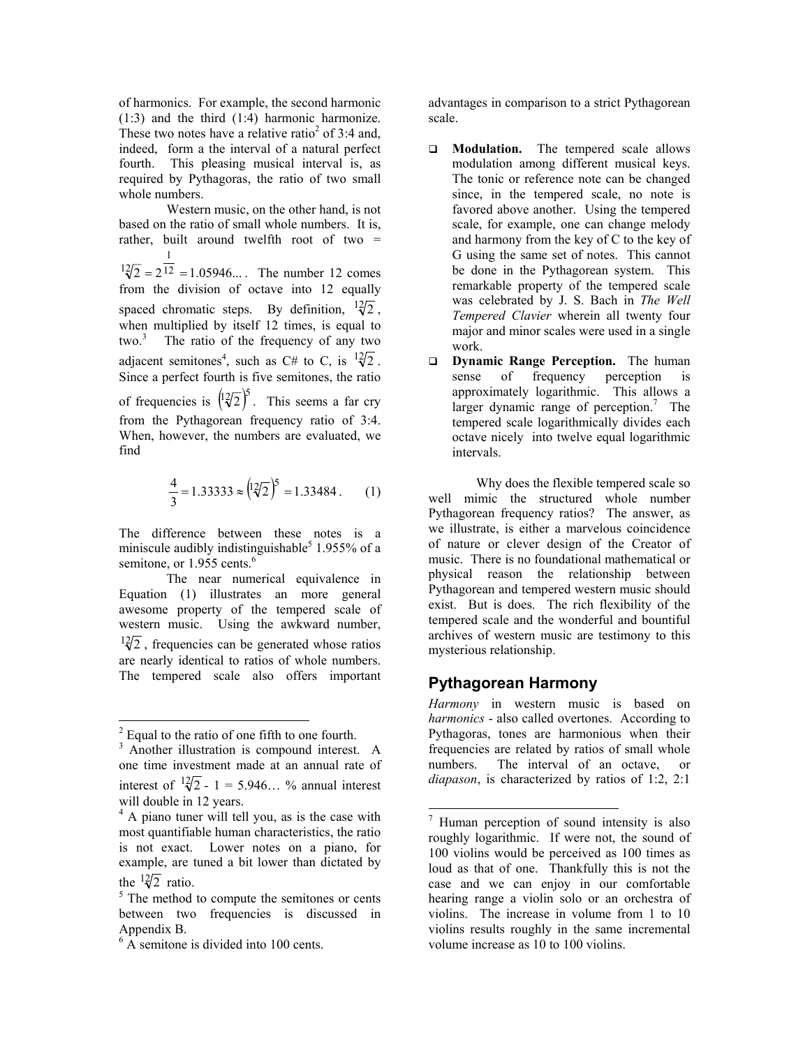of harmonics. For example, the second harmonic (1:3) and the third (1:4) harmonic harmonize. These two notes have a relative ratio[2] of 3:4 and, indeed, form a the interval of a natural perfect fourth. This pleasing musical interval is, as required by Pythagoras, the ratio of two small whole numbers.

Western music, on the other hand, is not based on the ratio of small whole numbers. It is, rather, built around twelfth root of two = $\sqrt[12]{2} = 2^{\frac{1}{12}} = 1.05946...$. The number 12 comes from the division of octave into 12 equally spaced chromatic steps. By definition, $\sqrt[12]{2}$, when multiplied by itself 12 times, is equal to two.[3] The ratio of the frequency of any two adjacent semitones[4], such as C# to C, is $\sqrt[12]{2}$. Since a perfect fourth is five semitones, the ratio of frequencies is $\left(\sqrt[12]{2}\right)^5$. This seems a far cry from the Pythagorean frequency ratio of 3:4. When, however, the numbers are evaluated, we find

$$\frac{4}{3} = 1.33333 \approx \left(\sqrt[12]{2}\right)^5 = 1.33484\,. \qquad (1)$$

The difference between these notes is a miniscule audibly indistinguishable[5] 1.955% of a semitone, or 1.955 cents.[6]

The near numerical equivalence in Equation (1) illustrates an more general awesome property of the tempered scale of western music. Using the awkward number, $\sqrt[12]{2}$, frequencies can be generated whose ratios are nearly identical to ratios of whole numbers. The tempered scale also offers important advantages in comparison to a strict Pythagorean scale.

- **Modulation.** The tempered scale allows modulation among different musical keys. The tonic or reference note can be changed since, in the tempered scale, no note is favored above another. Using the tempered scale, for example, one can change melody and harmony from the key of C to the key of G using the same set of notes. This cannot be done in the Pythagorean system. This remarkable property of the tempered scale was celebrated by J. S. Bach in *The Well Tempered Clavier* wherein all twenty four major and minor scales were used in a single work.
- **Dynamic Range Perception.** The human sense of frequency perception is approximately logarithmic. This allows a larger dynamic range of perception.[7] The tempered scale logarithmically divides each octave nicely into twelve equal logarithmic intervals.

Why does the flexible tempered scale so well mimic the structured whole number Pythagorean frequency ratios? The answer, as we illustrate, is either a marvelous coincidence of nature or clever design of the Creator of music. There is no foundational mathematical or physical reason the relationship between Pythagorean and tempered western music should exist. But is does. The rich flexibility of the tempered scale and the wonderful and bountiful archives of western music are testimony to this mysterious relationship.

## Pythagorean Harmony

*Harmony* in western music is based on *harmonics* - also called overtones. According to Pythagoras, tones are harmonious when their frequencies are related by ratios of small whole numbers. The interval of an octave, or *diapason*, is characterized by ratios of 1:2, 2:1

---

[2] Equal to the ratio of one fifth to one fourth.

[3] Another illustration is compound interest. A one time investment made at an annual rate of interest of $\sqrt[12]{2}$ - 1 = 5.946… % annual interest will double in 12 years.

[4] A piano tuner will tell you, as is the case with most quantifiable human characteristics, the ratio is not exact. Lower notes on a piano, for example, are tuned a bit lower than dictated by the $\sqrt[12]{2}$ ratio.

[5] The method to compute the semitones or cents between two frequencies is discussed in Appendix B.

[6] A semitone is divided into 100 cents.

[7] Human perception of sound intensity is also roughly logarithmic. If were not, the sound of 100 violins would be perceived as 100 times as loud as that of one. Thankfully this is not the case and we can enjoy in our comfortable hearing range a violin solo or an orchestra of violins. The increase in volume from 1 to 10 violins results roughly in the same incremental volume increase as 10 to 100 violins.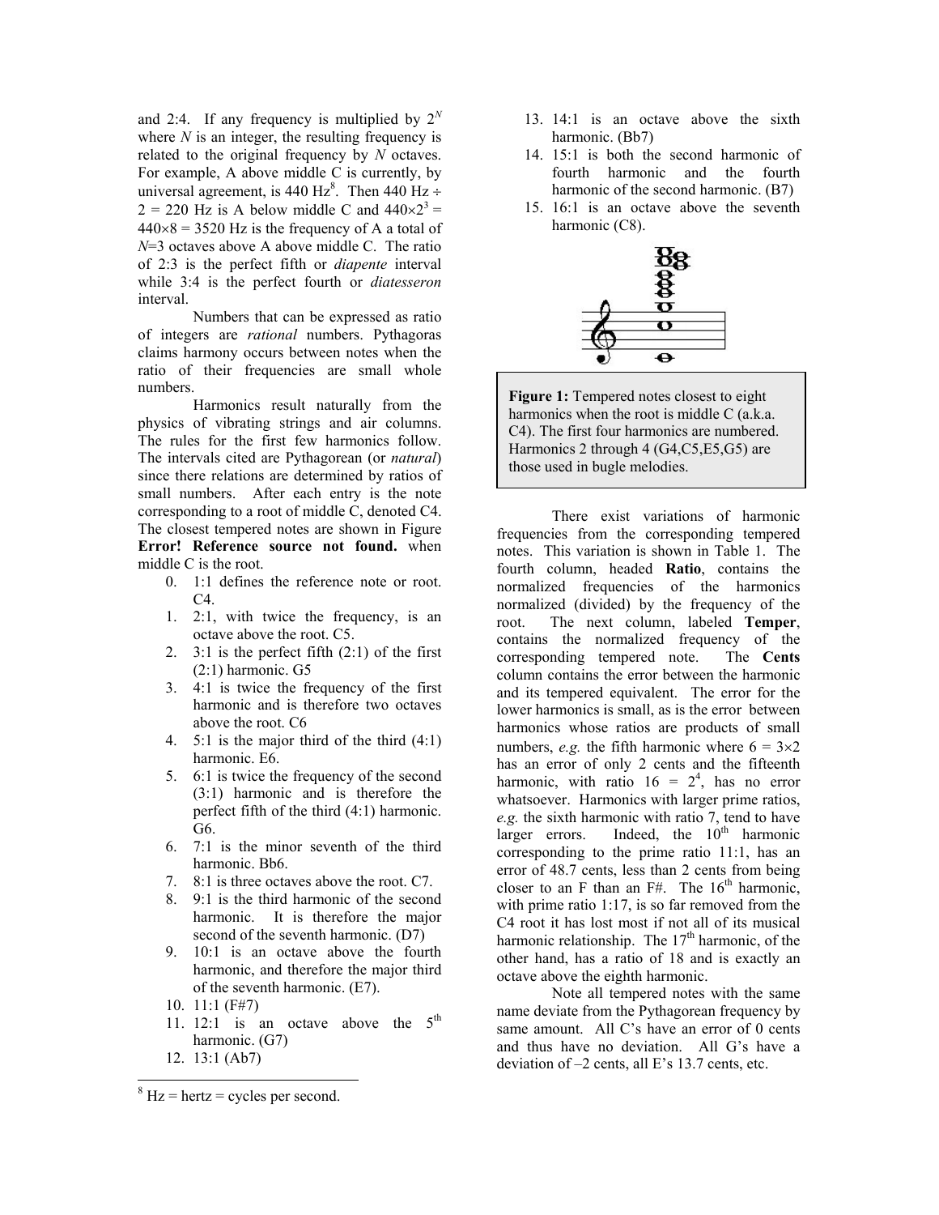and 2:4. If any frequency is multiplied by $2^N$ where $N$ is an integer, the resulting frequency is related to the original frequency by $N$ octaves. For example, A above middle C is currently, by universal agreement, is 440 Hz[8]. Then 440 Hz ÷ 2 = 220 Hz is A below middle C and $440\times2^3 = 440\times8 = 3520$ Hz is the frequency of A a total of $N$=3 octaves above A above middle C. The ratio of 2:3 is the perfect fifth or *diapente* interval while 3:4 is the perfect fourth or *diatesseron* interval.

Numbers that can be expressed as ratio of integers are *rational* numbers. Pythagoras claims harmony occurs between notes when the ratio of their frequencies are small whole numbers.

Harmonics result naturally from the physics of vibrating strings and air columns. The rules for the first few harmonics follow. The intervals cited are Pythagorean (or *natural*) since there relations are determined by ratios of small numbers. After each entry is the note corresponding to a root of middle C, denoted C4. The closest tempered notes are shown in Figure **Error! Reference source not found.** when middle C is the root.

0. 1:1 defines the reference note or root. C4.
1. 2:1, with twice the frequency, is an octave above the root. C5.
2. 3:1 is the perfect fifth (2:1) of the first (2:1) harmonic. G5
3. 4:1 is twice the frequency of the first harmonic and is therefore two octaves above the root. C6
4. 5:1 is the major third of the third (4:1) harmonic. E6.
5. 6:1 is twice the frequency of the second (3:1) harmonic and is therefore the perfect fifth of the third (4:1) harmonic. G6.
6. 7:1 is the minor seventh of the third harmonic. Bb6.
7. 8:1 is three octaves above the root. C7.
8. 9:1 is the third harmonic of the second harmonic. It is therefore the major second of the seventh harmonic. (D7)
9. 10:1 is an octave above the fourth harmonic, and therefore the major third of the seventh harmonic. (E7).
10. 11:1 (F#7)
11. 12:1 is an octave above the 5th harmonic. (G7)
12. 13:1 (Ab7)
13. 14:1 is an octave above the sixth harmonic. (Bb7)
14. 15:1 is both the second harmonic of fourth harmonic and the fourth harmonic of the second harmonic. (B7)
15. 16:1 is an octave above the seventh harmonic (C8).

**Figure 1:** Tempered notes closest to eight harmonics when the root is middle C (a.k.a. C4). The first four harmonics are numbered. Harmonics 2 through 4 (G4,C5,E5,G5) are those used in bugle melodies.

There exist variations of harmonic frequencies from the corresponding tempered notes. This variation is shown in Table 1. The fourth column, headed **Ratio**, contains the normalized frequencies of the harmonics normalized (divided) by the frequency of the root. The next column, labeled **Temper**, contains the normalized frequency of the corresponding tempered note. The **Cents** column contains the error between the harmonic and its tempered equivalent. The error for the lower harmonics is small, as is the error between harmonics whose ratios are products of small numbers, *e.g.* the fifth harmonic where $6 = 3\times2$ has an error of only 2 cents and the fifteenth harmonic, with ratio $16 = 2^4$, has no error whatsoever. Harmonics with larger prime ratios, *e.g.* the sixth harmonic with ratio 7, tend to have larger errors. Indeed, the 10th harmonic corresponding to the prime ratio 11:1, has an error of 48.7 cents, less than 2 cents from being closer to an F than an F#. The 16th harmonic, with prime ratio 1:17, is so far removed from the C4 root it has lost most if not all of its musical harmonic relationship. The 17th harmonic, of the other hand, has a ratio of 18 and is exactly an octave above the eighth harmonic.

Note all tempered notes with the same name deviate from the Pythagorean frequency by same amount. All C's have an error of 0 cents and thus have no deviation. All G's have a deviation of –2 cents, all E's 13.7 cents, etc.

[8] Hz = hertz = cycles per second.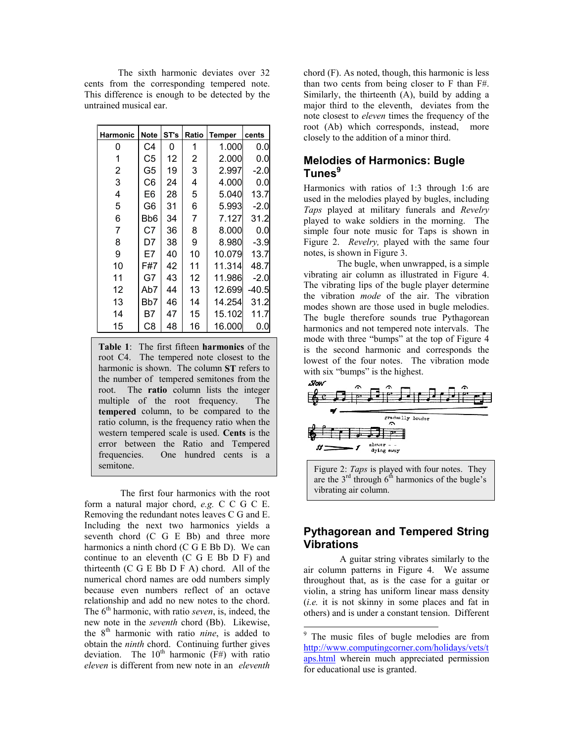The sixth harmonic deviates over 32 cents from the corresponding tempered note. This difference is enough to be detected by the untrained musical ear.

| Harmonic | Note | ST's | Ratio | Temper | cents |
|---|---|---|---|---|---|
| 0 | C4 | 0 | 1 | 1.000 | 0.0 |
| 1 | C5 | 12 | 2 | 2.000 | 0.0 |
| 2 | G5 | 19 | 3 | 2.997 | -2.0 |
| 3 | C6 | 24 | 4 | 4.000 | 0.0 |
| 4 | E6 | 28 | 5 | 5.040 | 13.7 |
| 5 | G6 | 31 | 6 | 5.993 | -2.0 |
| 6 | Bb6 | 34 | 7 | 7.127 | 31.2 |
| 7 | C7 | 36 | 8 | 8.000 | 0.0 |
| 8 | D7 | 38 | 9 | 8.980 | -3.9 |
| 9 | E7 | 40 | 10 | 10.079 | 13.7 |
| 10 | F#7 | 42 | 11 | 11.314 | 48.7 |
| 11 | G7 | 43 | 12 | 11.986 | -2.0 |
| 12 | Ab7 | 44 | 13 | 12.699 | -40.5 |
| 13 | Bb7 | 46 | 14 | 14.254 | 31.2 |
| 14 | B7 | 47 | 15 | 15.102 | 11.7 |
| 15 | C8 | 48 | 16 | 16.000 | 0.0 |

**Table 1**: The first fifteen **harmonics** of the root C4. The tempered note closest to the harmonic is shown. The column **ST** refers to the number of tempered semitones from the root. The **ratio** column lists the integer multiple of the root frequency. The **tempered** column, to be compared to the ratio column, is the frequency ratio when the western tempered scale is used. **Cents** is the error between the Ratio and Tempered frequencies. One hundred cents is a semitone.

The first four harmonics with the root form a natural major chord, *e.g.* C C G C E. Removing the redundant notes leaves C G and E. Including the next two harmonics yields a seventh chord (C G E Bb) and three more harmonics a ninth chord (C G E Bb D). We can continue to an eleventh (C G E Bb D F) and thirteenth (C G E Bb D F A) chord. All of the numerical chord names are odd numbers simply because even numbers reflect of an octave relationship and add no new notes to the chord. The 6th harmonic, with ratio *seven*, is, indeed, the new note in the *seventh* chord (Bb). Likewise, the 8th harmonic with ratio *nine*, is added to obtain the *ninth* chord. Continuing further gives deviation. The 10th harmonic (F#) with ratio *eleven* is different from new note in an *eleventh* chord (F). As noted, though, this harmonic is less than two cents from being closer to F than F#. Similarly, the thirteenth (A), build by adding a major third to the eleventh, deviates from the note closest to *eleven* times the frequency of the root (Ab) which corresponds, instead, more closely to the addition of a minor third.

## Melodies of Harmonics: Bugle Tunes[9]

Harmonics with ratios of 1:3 through 1:6 are used in the melodies played by bugles, including *Taps* played at military funerals and *Revelry* played to wake soldiers in the morning. The simple four note music for Taps is shown in Figure 2. *Revelry,* played with the same four notes, is shown in Figure 3.

The bugle, when unwrapped, is a simple vibrating air column as illustrated in Figure 4. The vibrating lips of the bugle player determine the vibration *mode* of the air. The vibration modes shown are those used in bugle melodies. The bugle therefore sounds true Pythagorean harmonics and not tempered note intervals. The mode with three "bumps" at the top of Figure 4 is the second harmonic and corresponds the lowest of the four notes. The vibration mode with six "bumps" is the highest.

Figure 2: *Taps* is played with four notes. They are the 3rd through 6th harmonics of the bugle's vibrating air column.

## Pythagorean and Tempered String Vibrations

A guitar string vibrates similarly to the air column patterns in Figure 4. We assume throughout that, as is the case for a guitar or violin, a string has uniform linear mass density (*i.e.* it is not skinny in some places and fat in others) and is under a constant tension. Different

[9] The music files of bugle melodies are from http://www.computingcorner.com/holidays/vets/taps.html wherein much appreciated permission for educational use is granted.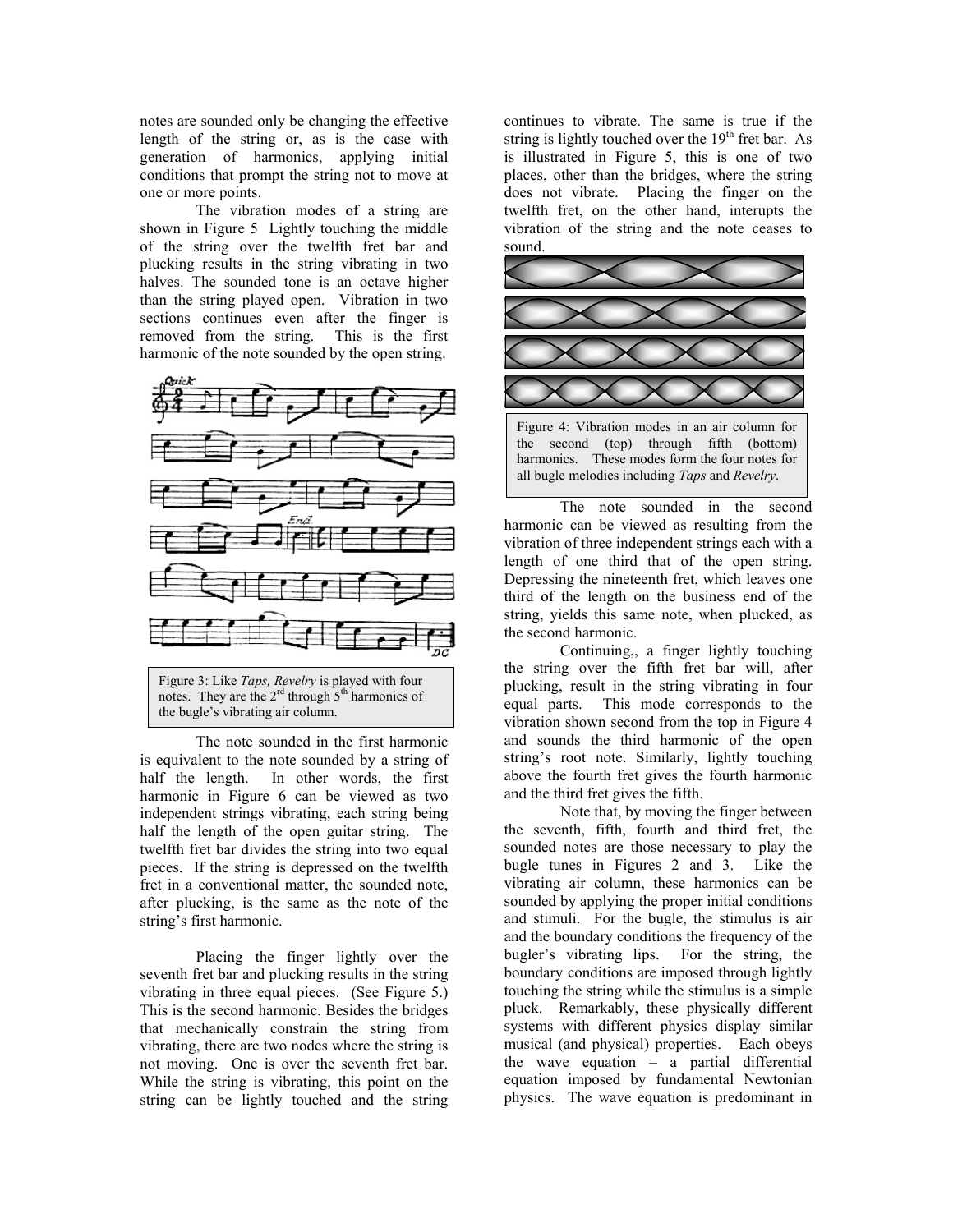notes are sounded only be changing the effective length of the string or, as is the case with generation of harmonics, applying initial conditions that prompt the string not to move at one or more points.

The vibration modes of a string are shown in Figure 5 Lightly touching the middle of the string over the twelfth fret bar and plucking results in the string vibrating in two halves. The sounded tone is an octave higher than the string played open. Vibration in two sections continues even after the finger is removed from the string. This is the first harmonic of the note sounded by the open string.

Figure 3: Like *Taps, Revelry* is played with four notes. They are the 2nd through 5th harmonics of the bugle's vibrating air column.

The note sounded in the first harmonic is equivalent to the note sounded by a string of half the length. In other words, the first harmonic in Figure 6 can be viewed as two independent strings vibrating, each string being half the length of the open guitar string. The twelfth fret bar divides the string into two equal pieces. If the string is depressed on the twelfth fret in a conventional matter, the sounded note, after plucking, is the same as the note of the string's first harmonic.

Placing the finger lightly over the seventh fret bar and plucking results in the string vibrating in three equal pieces. (See Figure 5.) This is the second harmonic. Besides the bridges that mechanically constrain the string from vibrating, there are two nodes where the string is not moving. One is over the seventh fret bar. While the string is vibrating, this point on the string can be lightly touched and the string continues to vibrate. The same is true if the string is lightly touched over the 19th fret bar. As is illustrated in Figure 5, this is one of two places, other than the bridges, where the string does not vibrate. Placing the finger on the twelfth fret, on the other hand, interupts the vibration of the string and the note ceases to sound.

Figure 4: Vibration modes in an air column for the second (top) through fifth (bottom) harmonics. These modes form the four notes for all bugle melodies including *Taps* and *Revelry*.

The note sounded in the second harmonic can be viewed as resulting from the vibration of three independent strings each with a length of one third that of the open string. Depressing the nineteenth fret, which leaves one third of the length on the business end of the string, yields this same note, when plucked, as the second harmonic.

Continuing,, a finger lightly touching the string over the fifth fret bar will, after plucking, result in the string vibrating in four equal parts. This mode corresponds to the vibration shown second from the top in Figure 4 and sounds the third harmonic of the open string's root note. Similarly, lightly touching above the fourth fret gives the fourth harmonic and the third fret gives the fifth.

Note that, by moving the finger between the seventh, fifth, fourth and third fret, the sounded notes are those necessary to play the bugle tunes in Figures 2 and 3. Like the vibrating air column, these harmonics can be sounded by applying the proper initial conditions and stimuli. For the bugle, the stimulus is air and the boundary conditions the frequency of the bugler's vibrating lips. For the string, the boundary conditions are imposed through lightly touching the string while the stimulus is a simple pluck. Remarkably, these physically different systems with different physics display similar musical (and physical) properties. Each obeys the wave equation – a partial differential equation imposed by fundamental Newtonian physics. The wave equation is predominant in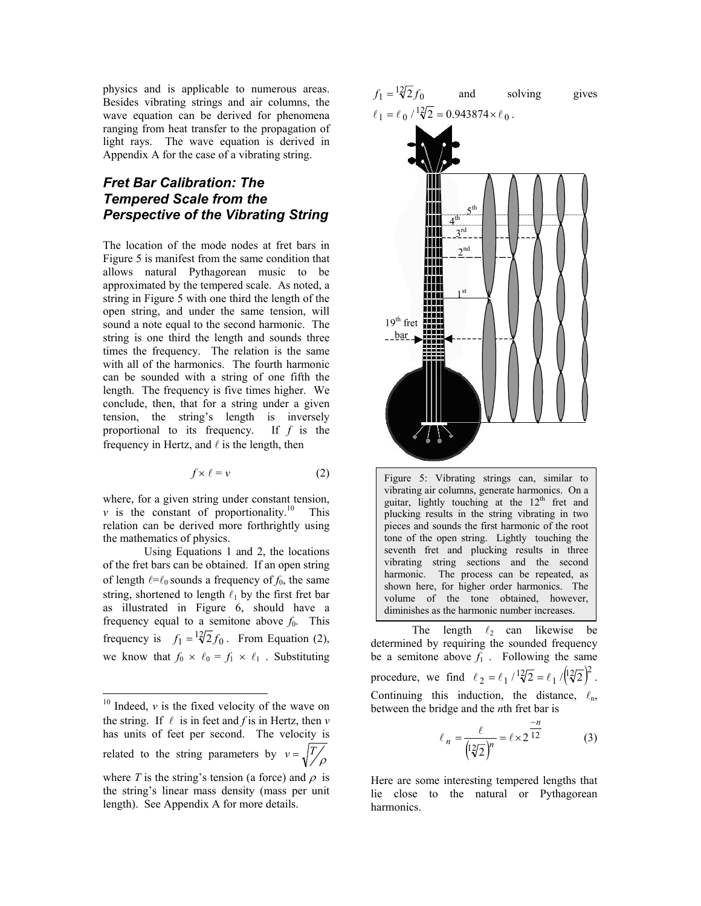physics and is applicable to numerous areas. Besides vibrating strings and air columns, the wave equation can be derived for phenomena ranging from heat transfer to the propagation of light rays. The wave equation is derived in Appendix A for the case of a vibrating string.

## Fret Bar Calibration: The Tempered Scale from the Perspective of the Vibrating String

The location of the mode nodes at fret bars in Figure 5 is manifest from the same condition that allows natural Pythagorean music to be approximated by the tempered scale. As noted, a string in Figure 5 with one third the length of the open string, and under the same tension, will sound a note equal to the second harmonic. The string is one third the length and sounds three times the frequency. The relation is the same with all of the harmonics. The fourth harmonic can be sounded with a string of one fifth the length. The frequency is five times higher. We conclude, then, that for a string under a given tension, the string's length is inversely proportional to its frequency. If $f$ is the frequency in Hertz, and $\ell$ is the length, then

$$f \times \ell = v \qquad (2)$$

where, for a given string under constant tension, $v$ is the constant of proportionality.[10] This relation can be derived more forthrightly using the mathematics of physics.

Using Equations 1 and 2, the locations of the fret bars can be obtained. If an open string of length $\ell = \ell_0$ sounds a frequency of $f_0$, the same string, shortened to length $\ell_1$ by the first fret bar as illustrated in Figure 6, should have a frequency equal to a semitone above $f_0$. This frequency is $f_1 = \sqrt[12]{2} f_0$. From Equation (2), we know that $f_0 \times \ell_0 = f_1 \times \ell_1$. Substituting $f_1 = \sqrt[12]{2} f_0$ and solving gives $\ell_1 = \ell_0 / \sqrt[12]{2} = 0.943874 \times \ell_0$.

Figure 5: Vibrating strings can, similar to vibrating air columns, generate harmonics. On a guitar, lightly touching at the 12th fret and plucking results in the string vibrating in two pieces and sounds the first harmonic of the root tone of the open string. Lightly touching the seventh fret and plucking results in three vibrating string sections and the second harmonic. The process can be repeated, as shown here, for higher order harmonics. The volume of the tone obtained, however, diminishes as the harmonic number increases.

The length $\ell_2$ can likewise be determined by requiring the sounded frequency be a semitone above $f_1$. Following the same procedure, we find $\ell_2 = \ell_1 / \sqrt[12]{2} = \ell_1 / \left(\sqrt[12]{2}\right)^2$. Continuing this induction, the distance, $\ell_n$, between the bridge and the $n$th fret bar is

$$\ell_n = \frac{\ell}{\left(\sqrt[12]{2}\right)^n} = \ell \times 2^{\frac{-n}{12}} \qquad (3)$$

Here are some interesting tempered lengths that lie close to the natural or Pythagorean harmonics.

---

[10] Indeed, $v$ is the fixed velocity of the wave on the string. If $\ell$ is in feet and $f$ is in Hertz, then $v$ has units of feet per second. The velocity is related to the string parameters by $v = \sqrt{T/\rho}$ where $T$ is the string's tension (a force) and $\rho$ is the string's linear mass density (mass per unit length). See Appendix A for more details.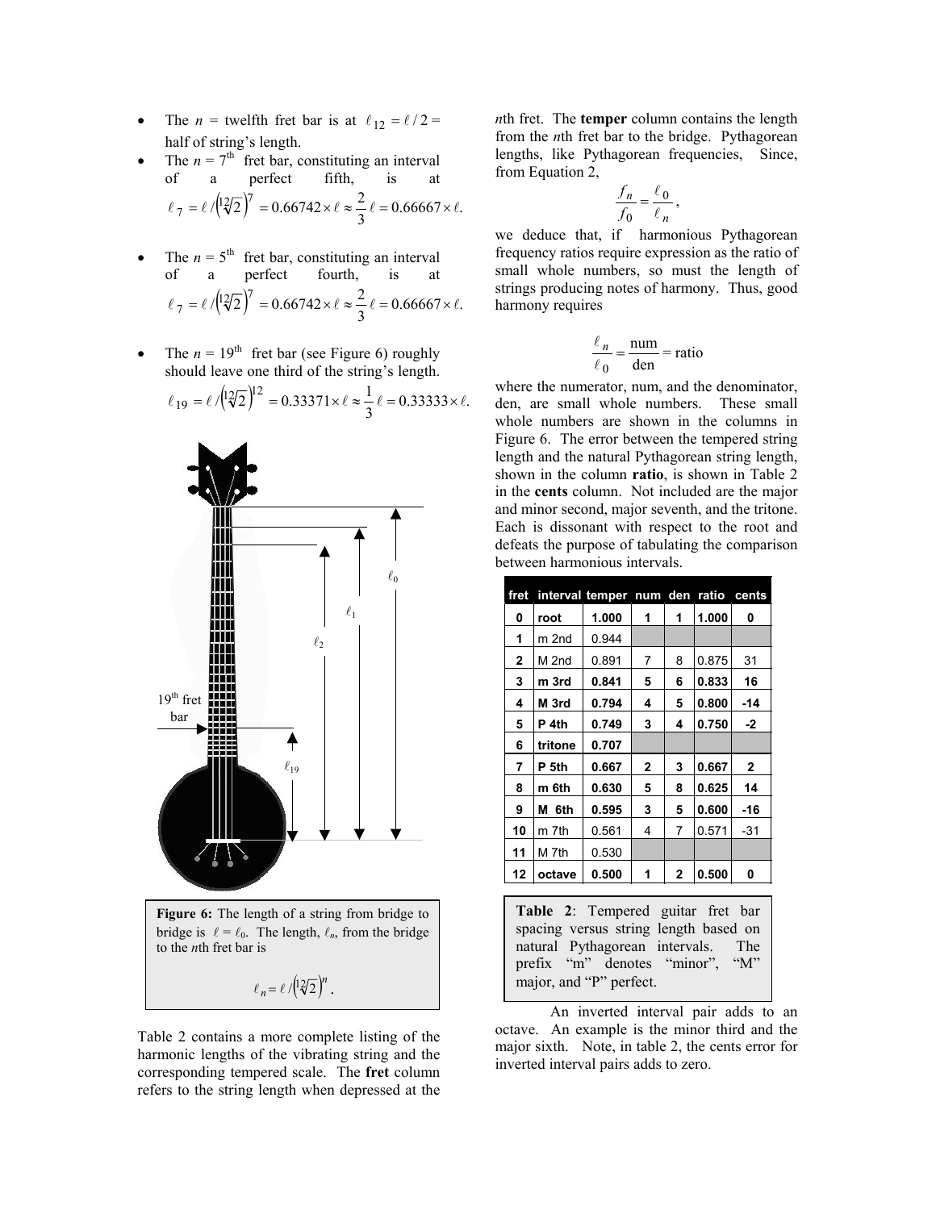- The $n$ = twelfth fret bar is at $\ell_{12} = \ell / 2 =$ half of string's length.
- The $n = 7^{\text{th}}$ fret bar, constituting an interval of a perfect fifth, is at $\ell_7 = \ell / \left(\sqrt[12]{2}\right)^7 = 0.66742 \times \ell \approx \frac{2}{3}\ell = 0.66667 \times \ell.$
- The $n = 5^{\text{th}}$ fret bar, constituting an interval of a perfect fourth, is at $\ell_7 = \ell / \left(\sqrt[12]{2}\right)^7 = 0.66742 \times \ell \approx \frac{2}{3}\ell = 0.66667 \times \ell.$
- The $n = 19^{\text{th}}$ fret bar (see Figure 6) roughly should leave one third of the string's length. $\ell_{19} = \ell / \left(\sqrt[12]{2}\right)^{12} = 0.33371 \times \ell \approx \frac{1}{3}\ell = 0.33333 \times \ell.$

**Figure 6:** The length of a string from bridge to bridge is $\ell = \ell_0$. The length, $\ell_n$, from the bridge to the $n$th fret bar is

$$\ell_n = \ell / \left(\sqrt[12]{2}\right)^n .$$

Table 2 contains a more complete listing of the harmonic lengths of the vibrating string and the corresponding tempered scale. The **fret** column refers to the string length when depressed at the $n$th fret. The **temper** column contains the length from the $n$th fret bar to the bridge. Pythagorean lengths, like Pythagorean frequencies, Since, from Equation 2,

$$\frac{f_n}{f_0} = \frac{\ell_0}{\ell_n},$$

we deduce that, if harmonious Pythagorean frequency ratios require expression as the ratio of small whole numbers, so must the length of strings producing notes of harmony. Thus, good harmony requires

$$\frac{\ell_n}{\ell_0} = \frac{\text{num}}{\text{den}} = \text{ratio}$$

where the numerator, num, and the denominator, den, are small whole numbers. These small whole numbers are shown in the columns in Figure 6. The error between the tempered string length and the natural Pythagorean string length, shown in the column **ratio**, is shown in Table 2 in the **cents** column. Not included are the major and minor second, major seventh, and the tritone. Each is dissonant with respect to the root and defeats the purpose of tabulating the comparison between harmonious intervals.

| fret | interval | temper | num | den | ratio | cents |
|---|---|---|---|---|---|---|
| **0** | **root** | **1.000** | **1** | **1** | **1.000** | **0** |
| **1** | m 2nd | 0.944 | | | | |
| **2** | M 2nd | 0.891 | 7 | 8 | 0.875 | 31 |
| **3** | **m 3rd** | **0.841** | **5** | **6** | **0.833** | **16** |
| **4** | **M 3rd** | **0.794** | **4** | **5** | **0.800** | **-14** |
| **5** | **P 4th** | **0.749** | **3** | **4** | **0.750** | **-2** |
| **6** | **tritone** | **0.707** | | | | |
| **7** | **P 5th** | **0.667** | **2** | **3** | **0.667** | **2** |
| **8** | **m 6th** | **0.630** | **5** | **8** | **0.625** | **14** |
| **9** | **M 6th** | **0.595** | **3** | **5** | **0.600** | **-16** |
| **10** | m 7th | 0.561 | 4 | 7 | 0.571 | -31 |
| **11** | M 7th | 0.530 | | | | |
| **12** | **octave** | **0.500** | **1** | **2** | **0.500** | **0** |

**Table 2**: Tempered guitar fret bar spacing versus string length based on natural Pythagorean intervals. The prefix "m" denotes "minor", "M" major, and "P" perfect.

An inverted interval pair adds to an octave. An example is the minor third and the major sixth. Note, in table 2, the cents error for inverted interval pairs adds to zero.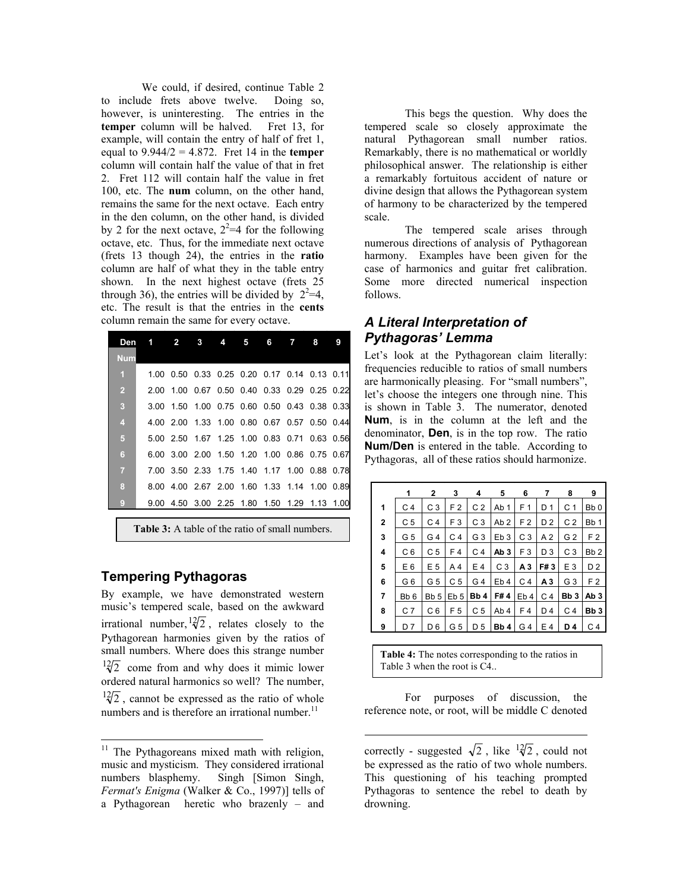We could, if desired, continue Table 2 to include frets above twelve. Doing so, however, is uninteresting. The entries in the **temper** column will be halved. Fret 13, for example, will contain the entry of half of fret 1, equal to 9.944/2 = 4.872. Fret 14 in the **temper** column will contain half the value of that in fret 2. Fret 112 will contain half the value in fret 100, etc. The **num** column, on the other hand, remains the same for the next octave. Each entry in the den column, on the other hand, is divided by 2 for the next octave, $2^2$=4 for the following octave, etc. Thus, for the immediate next octave (frets 13 though 24), the entries in the **ratio** column are half of what they in the table entry shown. In the next highest octave (frets 25 through 36), the entries will be divided by $2^2$=4, etc. The result is that the entries in the **cents** column remain the same for every octave.

| Num \ Den | 1 | 2 | 3 | 4 | 5 | 6 | 7 | 8 | 9 |
|---|---|---|---|---|---|---|---|---|---|
| 1 | 1.00 | 0.50 | 0.33 | 0.25 | 0.20 | 0.17 | 0.14 | 0.13 | 0.11 |
| 2 | 2.00 | 1.00 | 0.67 | 0.50 | 0.40 | 0.33 | 0.29 | 0.25 | 0.22 |
| 3 | 3.00 | 1.50 | 1.00 | 0.75 | 0.60 | 0.50 | 0.43 | 0.38 | 0.33 |
| 4 | 4.00 | 2.00 | 1.33 | 1.00 | 0.80 | 0.67 | 0.57 | 0.50 | 0.44 |
| 5 | 5.00 | 2.50 | 1.67 | 1.25 | 1.00 | 0.83 | 0.71 | 0.63 | 0.56 |
| 6 | 6.00 | 3.00 | 2.00 | 1.50 | 1.20 | 1.00 | 0.86 | 0.75 | 0.67 |
| 7 | 7.00 | 3.50 | 2.33 | 1.75 | 1.40 | 1.17 | 1.00 | 0.88 | 0.78 |
| 8 | 8.00 | 4.00 | 2.67 | 2.00 | 1.60 | 1.33 | 1.14 | 1.00 | 0.89 |
| 9 | 9.00 | 4.50 | 3.00 | 2.25 | 1.80 | 1.50 | 1.29 | 1.13 | 1.00 |

**Table 3:** A table of the ratio of small numbers.

## Tempering Pythagoras

By example, we have demonstrated western music's tempered scale, based on the awkward irrational number, $\sqrt[12]{2}$, relates closely to the Pythagorean harmonies given by the ratios of small numbers. Where does this strange number $\sqrt[12]{2}$ come from and why does it mimic lower ordered natural harmonics so well? The number, $\sqrt[12]{2}$, cannot be expressed as the ratio of whole numbers and is therefore an irrational number.[11]

This begs the question. Why does the tempered scale so closely approximate the natural Pythagorean small number ratios. Remarkably, there is no mathematical or worldly philosophical answer. The relationship is either a remarkably fortuitous accident of nature or divine design that allows the Pythagorean system of harmony to be characterized by the tempered scale.

The tempered scale arises through numerous directions of analysis of Pythagorean harmony. Examples have been given for the case of harmonics and guitar fret calibration. Some more directed numerical inspection follows.

## *A Literal Interpretation of Pythagoras' Lemma*

Let's look at the Pythagorean claim literally: frequencies reducible to ratios of small numbers are harmonically pleasing. For "small numbers", let's choose the integers one through nine. This is shown in Table 3. The numerator, denoted **Num**, is in the column at the left and the denominator, **Den**, is in the top row. The ratio **Num/Den** is entered in the table. According to Pythagoras, all of these ratios should harmonize.

| | 1 | 2 | 3 | 4 | 5 | 6 | 7 | 8 | 9 |
|---|---|---|---|---|---|---|---|---|---|
| **1** | C 4 | C 3 | F 2 | C 2 | Ab 1 | F 1 | D 1 | C 1 | Bb 0 |
| **2** | C 5 | C 4 | F 3 | C 3 | Ab 2 | F 2 | D 2 | C 2 | Bb 1 |
| **3** | G 5 | G 4 | C 4 | G 3 | Eb 3 | C 3 | A 2 | G 2 | F 2 |
| **4** | C 6 | C 5 | F 4 | C 4 | **Ab 3** | F 3 | D 3 | C 3 | Bb 2 |
| **5** | E 6 | E 5 | A 4 | E 4 | C 3 | **A 3** | **F# 3** | E 3 | D 2 |
| **6** | G 6 | G 5 | C 5 | G 4 | Eb 4 | C 4 | **A 3** | G 3 | F 2 |
| **7** | Bb 6 | Bb 5 | Eb 5 | **Bb 4** | **F# 4** | Eb 4 | C 4 | **Bb 3** | **Ab 3** |
| **8** | C 7 | C 6 | F 5 | C 5 | Ab 4 | F 4 | D 4 | C 4 | **Bb 3** |
| **9** | D 7 | D 6 | G 5 | D 5 | **Bb 4** | G 4 | E 4 | **D 4** | C 4 |

**Table 4:** The notes corresponding to the ratios in Table 3 when the root is C4..

For purposes of discussion, the reference note, or root, will be middle C denoted

[11] The Pythagoreans mixed math with religion, music and mysticism. They considered irrational numbers blasphemy. Singh [Simon Singh, *Fermat's Enigma* (Walker & Co., 1997)] tells of a Pythagorean heretic who brazenly – and correctly - suggested $\sqrt{2}$, like $\sqrt[12]{2}$, could not be expressed as the ratio of two whole numbers. This questioning of his teaching prompted Pythagoras to sentence the rebel to death by drowning.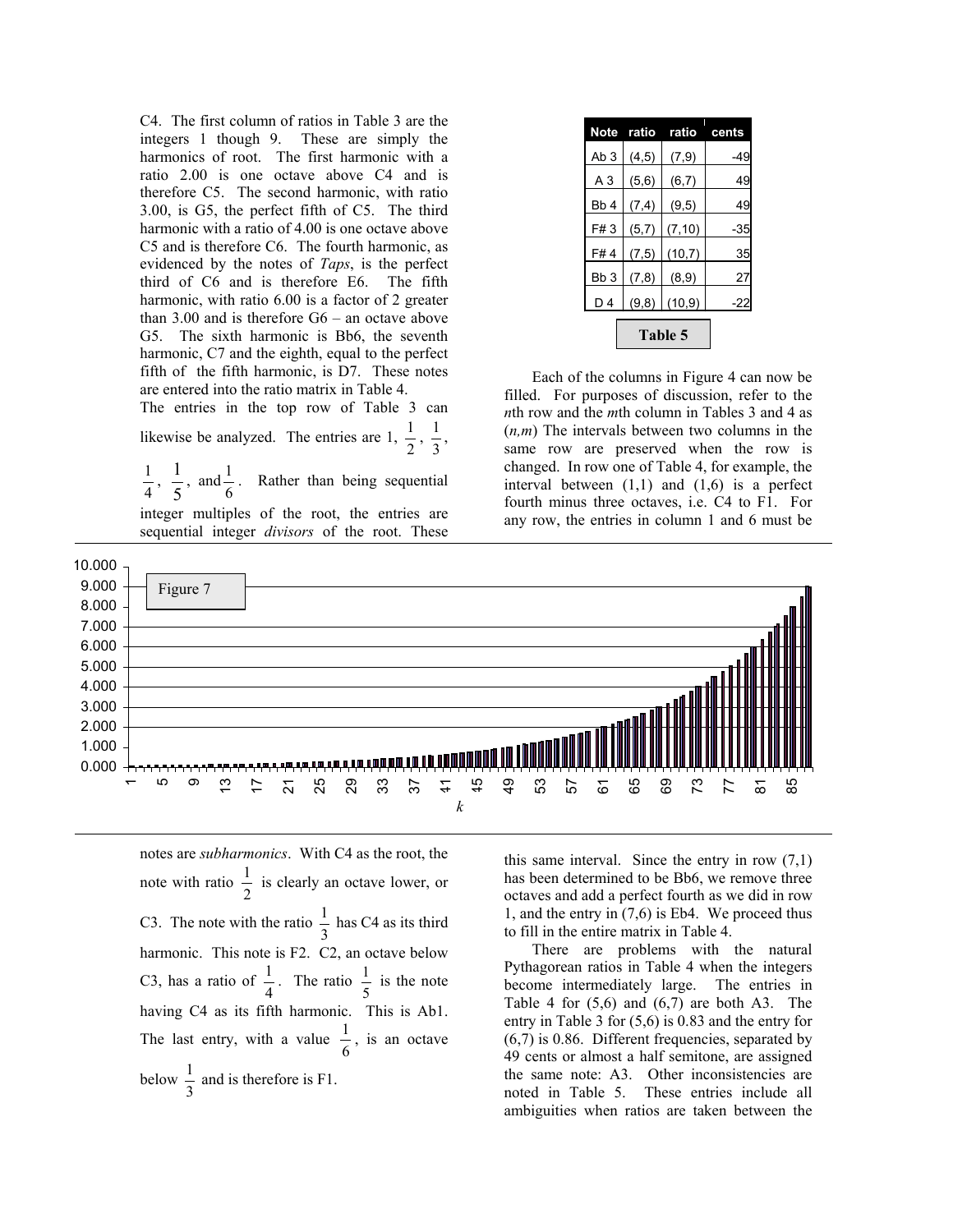C4. The first column of ratios in Table 3 are the integers 1 though 9. These are simply the harmonics of root. The first harmonic with a ratio 2.00 is one octave above C4 and is therefore C5. The second harmonic, with ratio 3.00, is G5, the perfect fifth of C5. The third harmonic with a ratio of 4.00 is one octave above C5 and is therefore C6. The fourth harmonic, as evidenced by the notes of *Taps*, is the perfect third of C6 and is therefore E6. The fifth harmonic, with ratio 6.00 is a factor of 2 greater than 3.00 and is therefore G6 – an octave above G5. The sixth harmonic is Bb6, the seventh harmonic, C7 and the eighth, equal to the perfect fifth of the fifth harmonic, is D7. These notes are entered into the ratio matrix in Table 4.

The entries in the top row of Table 3 can likewise be analyzed. The entries are 1, $\frac{1}{2}$, $\frac{1}{3}$, $\frac{1}{4}$, $\frac{1}{5}$, and $\frac{1}{6}$. Rather than being sequential integer multiples of the root, the entries are sequential integer *divisors* of the root. These notes are *subharmonics*. With C4 as the root, the note with ratio $\frac{1}{2}$ is clearly an octave lower, or C3. The note with the ratio $\frac{1}{3}$ has C4 as its third harmonic. This note is F2. C2, an octave below C3, has a ratio of $\frac{1}{4}$. The ratio $\frac{1}{5}$ is the note having C4 as its fifth harmonic. This is Ab1. The last entry, with a value $\frac{1}{6}$, is an octave below $\frac{1}{3}$ and is therefore is F1.

| Note | ratio | ratio | cents |
|---|---|---|---|
| Ab 3 | (4,5) | (7,9) | -49 |
| A 3 | (5,6) | (6,7) | 49 |
| Bb 4 | (7,4) | (9,5) | 49 |
| F# 3 | (5,7) | (7,10) | -35 |
| F# 4 | (7,5) | (10,7) | 35 |
| Bb 3 | (7,8) | (8,9) | 27 |
| D 4 | (9,8) | (10,9) | -22 |

Table 5

Each of the columns in Figure 4 can now be filled. For purposes of discussion, refer to the *n*th row and the *m*th column in Tables 3 and 4 as (*n,m*) The intervals between two columns in the same row are preserved when the row is changed. In row one of Table 4, for example, the interval between (1,1) and (1,6) is a perfect fourth minus three octaves, i.e. C4 to F1. For any row, the entries in column 1 and 6 must be this same interval. Since the entry in row (7,1) has been determined to be Bb6, we remove three octaves and add a perfect fourth as we did in row 1, and the entry in (7,6) is Eb4. We proceed thus to fill in the entire matrix in Table 4.

Figure 7

There are problems with the natural Pythagorean ratios in Table 4 when the integers become intermediately large. The entries in Table 4 for (5,6) and (6,7) are both A3. The entry in Table 3 for (5,6) is 0.83 and the entry for (6,7) is 0.86. Different frequencies, separated by 49 cents or almost a half semitone, are assigned the same note: A3. Other inconsistencies are noted in Table 5. These entries include all ambiguities when ratios are taken between the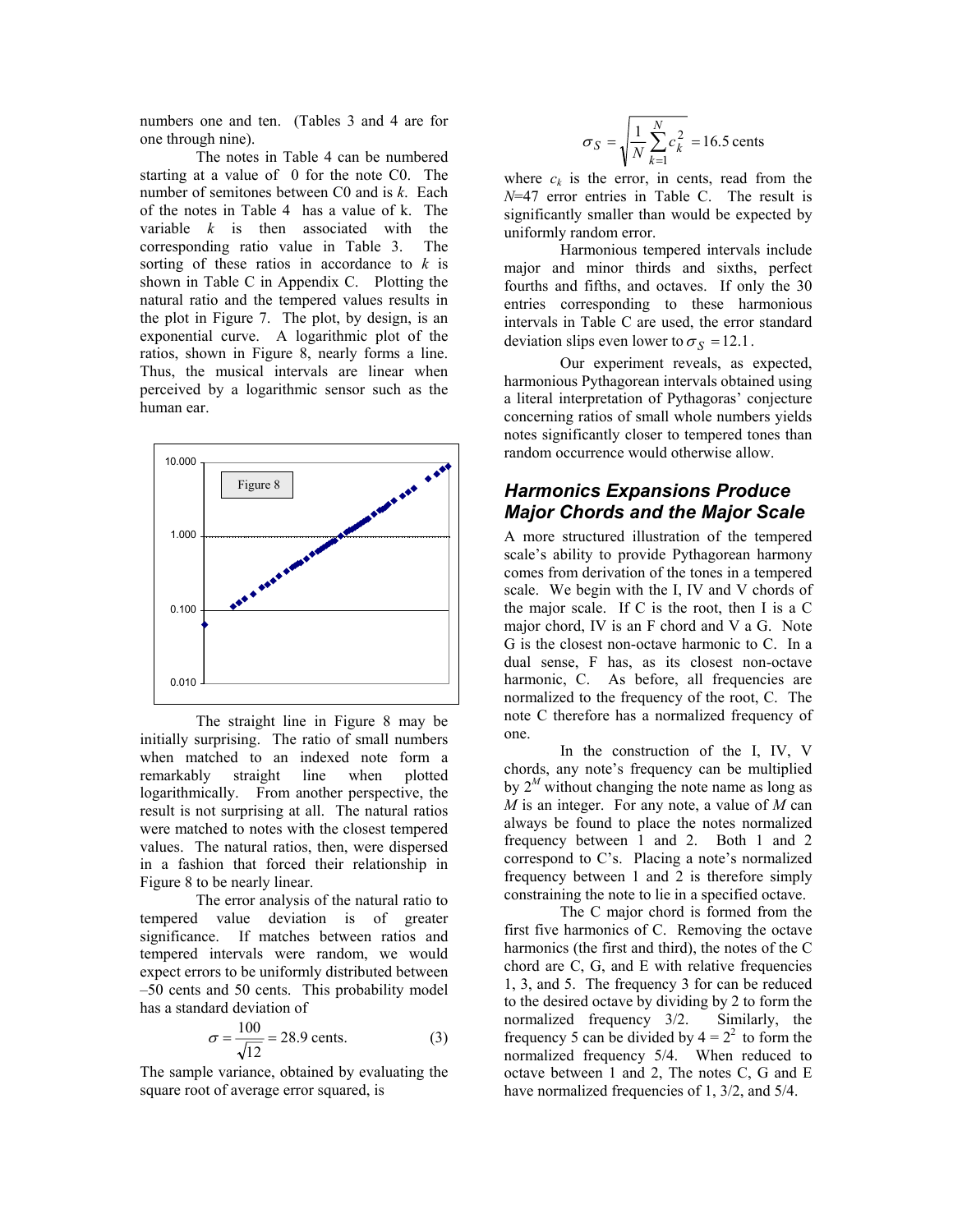numbers one and ten. (Tables 3 and 4 are for one through nine).

The notes in Table 4 can be numbered starting at a value of 0 for the note C0. The number of semitones between C0 and is $k$. Each of the notes in Table 4 has a value of k. The variable $k$ is then associated with the corresponding ratio value in Table 3. The sorting of these ratios in accordance to $k$ is shown in Table C in Appendix C. Plotting the natural ratio and the tempered values results in the plot in Figure 7. The plot, by design, is an exponential curve. A logarithmic plot of the ratios, shown in Figure 8, nearly forms a line. Thus, the musical intervals are linear when perceived by a logarithmic sensor such as the human ear.

Figure 8

The straight line in Figure 8 may be initially surprising. The ratio of small numbers when matched to an indexed note form a remarkably straight line when plotted logarithmically. From another perspective, the result is not surprising at all. The natural ratios were matched to notes with the closest tempered values. The natural ratios, then, were dispersed in a fashion that forced their relationship in Figure 8 to be nearly linear.

The error analysis of the natural ratio to tempered value deviation is of greater significance. If matches between ratios and tempered intervals were random, we would expect errors to be uniformly distributed between –50 cents and 50 cents. This probability model has a standard deviation of

$$\sigma = \frac{100}{\sqrt{12}} = 28.9 \text{ cents.} \qquad (3)$$

The sample variance, obtained by evaluating the square root of average error squared, is

$$\sigma_S = \sqrt{\frac{1}{N}\sum_{k=1}^{N} c_k^2} = 16.5 \text{ cents}$$

where $c_k$ is the error, in cents, read from the $N$=47 error entries in Table C. The result is significantly smaller than would be expected by uniformly random error.

Harmonious tempered intervals include major and minor thirds and sixths, perfect fourths and fifths, and octaves. If only the 30 entries corresponding to these harmonious intervals in Table C are used, the error standard deviation slips even lower to $\sigma_S = 12.1$.

Our experiment reveals, as expected, harmonious Pythagorean intervals obtained using a literal interpretation of Pythagoras' conjecture concerning ratios of small whole numbers yields notes significantly closer to tempered tones than random occurrence would otherwise allow.

## *Harmonics Expansions Produce Major Chords and the Major Scale*

A more structured illustration of the tempered scale's ability to provide Pythagorean harmony comes from derivation of the tones in a tempered scale. We begin with the I, IV and V chords of the major scale. If C is the root, then I is a C major chord, IV is an F chord and V a G. Note G is the closest non-octave harmonic to C. In a dual sense, F has, as its closest non-octave harmonic, C. As before, all frequencies are normalized to the frequency of the root, C. The note C therefore has a normalized frequency of one.

In the construction of the I, IV, V chords, any note's frequency can be multiplied by $2^M$ without changing the note name as long as $M$ is an integer. For any note, a value of $M$ can always be found to place the notes normalized frequency between 1 and 2. Both 1 and 2 correspond to C's. Placing a note's normalized frequency between 1 and 2 is therefore simply constraining the note to lie in a specified octave.

The C major chord is formed from the first five harmonics of C. Removing the octave harmonics (the first and third), the notes of the C chord are C, G, and E with relative frequencies 1, 3, and 5. The frequency 3 for can be reduced to the desired octave by dividing by 2 to form the normalized frequency 3/2. Similarly, the frequency 5 can be divided by $4 = 2^2$ to form the normalized frequency 5/4. When reduced to octave between 1 and 2, The notes C, G and E have normalized frequencies of 1, 3/2, and 5/4.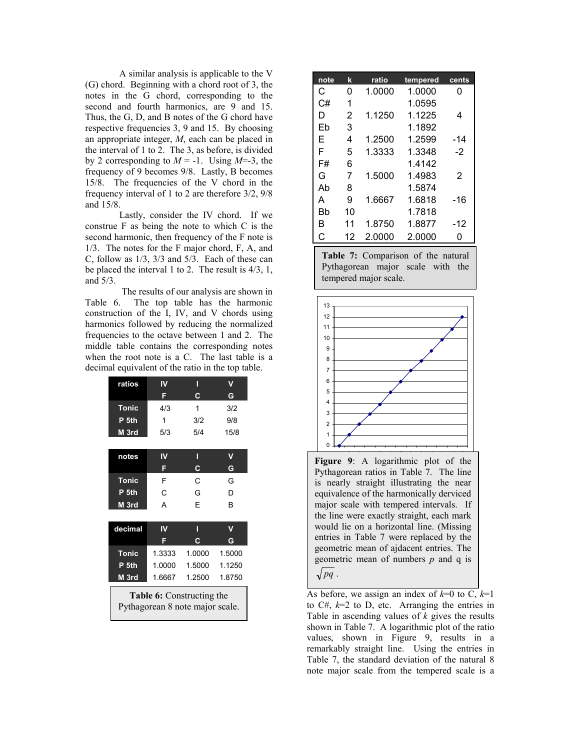A similar analysis is applicable to the V (G) chord. Beginning with a chord root of 3, the notes in the G chord, corresponding to the second and fourth harmonics, are 9 and 15. Thus, the G, D, and B notes of the G chord have respective frequencies 3, 9 and 15. By choosing an appropriate integer, $M$, each can be placed in the interval of 1 to 2. The 3, as before, is divided by 2 corresponding to $M = -1$. Using $M=-3$, the frequency of 9 becomes 9/8. Lastly, B becomes 15/8. The frequencies of the V chord in the frequency interval of 1 to 2 are therefore 3/2, 9/8 and 15/8.

Lastly, consider the IV chord. If we construe F as being the note to which C is the second harmonic, then frequency of the F note is 1/3. The notes for the F major chord, F, A, and C, follow as 1/3, 3/3 and 5/3. Each of these can be placed the interval 1 to 2. The result is 4/3, 1, and 5/3.

The results of our analysis are shown in Table 6. The top table has the harmonic construction of the I, IV, and V chords using harmonics followed by reducing the normalized frequencies to the octave between 1 and 2. The middle table contains the corresponding notes when the root note is a C. The last table is a decimal equivalent of the ratio in the top table.

| ratios | IV | I | V |
|---|---|---|---|
| | F | C | G |
| Tonic | 4/3 | 1 | 3/2 |
| P 5th | 1 | 3/2 | 9/8 |
| M 3rd | 5/3 | 5/4 | 15/8 |

| notes | IV | I | V |
|---|---|---|---|
| | F | C | G |
| Tonic | F | C | G |
| P 5th | C | G | D |
| M 3rd | A | E | B |

| decimal | IV | I | V |
|---|---|---|---|
| | F | C | G |
| Tonic | 1.3333 | 1.0000 | 1.5000 |
| P 5th | 1.0000 | 1.5000 | 1.1250 |
| M 3rd | 1.6667 | 1.2500 | 1.8750 |

**Table 6:** Constructing the Pythagorean 8 note major scale.

| note | k | ratio | tempered | cents |
|---|---|---|---|---|
| C | 0 | 1.0000 | 1.0000 | 0 |
| C# | 1 | | 1.0595 | |
| D | 2 | 1.1250 | 1.1225 | 4 |
| Eb | 3 | | 1.1892 | |
| E | 4 | 1.2500 | 1.2599 | -14 |
| F | 5 | 1.3333 | 1.3348 | -2 |
| F# | 6 | | 1.4142 | |
| G | 7 | 1.5000 | 1.4983 | 2 |
| Ab | 8 | | 1.5874 | |
| A | 9 | 1.6667 | 1.6818 | -16 |
| Bb | 10 | | 1.7818 | |
| B | 11 | 1.8750 | 1.8877 | -12 |
| C | 12 | 2.0000 | 2.0000 | 0 |

**Table 7:** Comparison of the natural Pythagorean major scale with the tempered major scale.

**Figure 9**: A logarithmic plot of the Pythagorean ratios in Table 7. The line is nearly straight illustrating the near equivalence of the harmonically devriced major scale with tempered intervals. If the line were exactly straight, each mark would lie on a horizontal line. (Missing entries in Table 7 were replaced by the geometric mean of ajdacent entries. The geometric mean of numbers $p$ and q is $\sqrt{pq}$ .

As before, we assign an index of $k$=0 to C, $k$=1 to C#, $k$=2 to D, etc. Arranging the entries in Table in ascending values of $k$ gives the results shown in Table 7. A logarithmic plot of the ratio values, shown in Figure 9, results in a remarkably straight line. Using the entries in Table 7, the standard deviation of the natural 8 note major scale from the tempered scale is a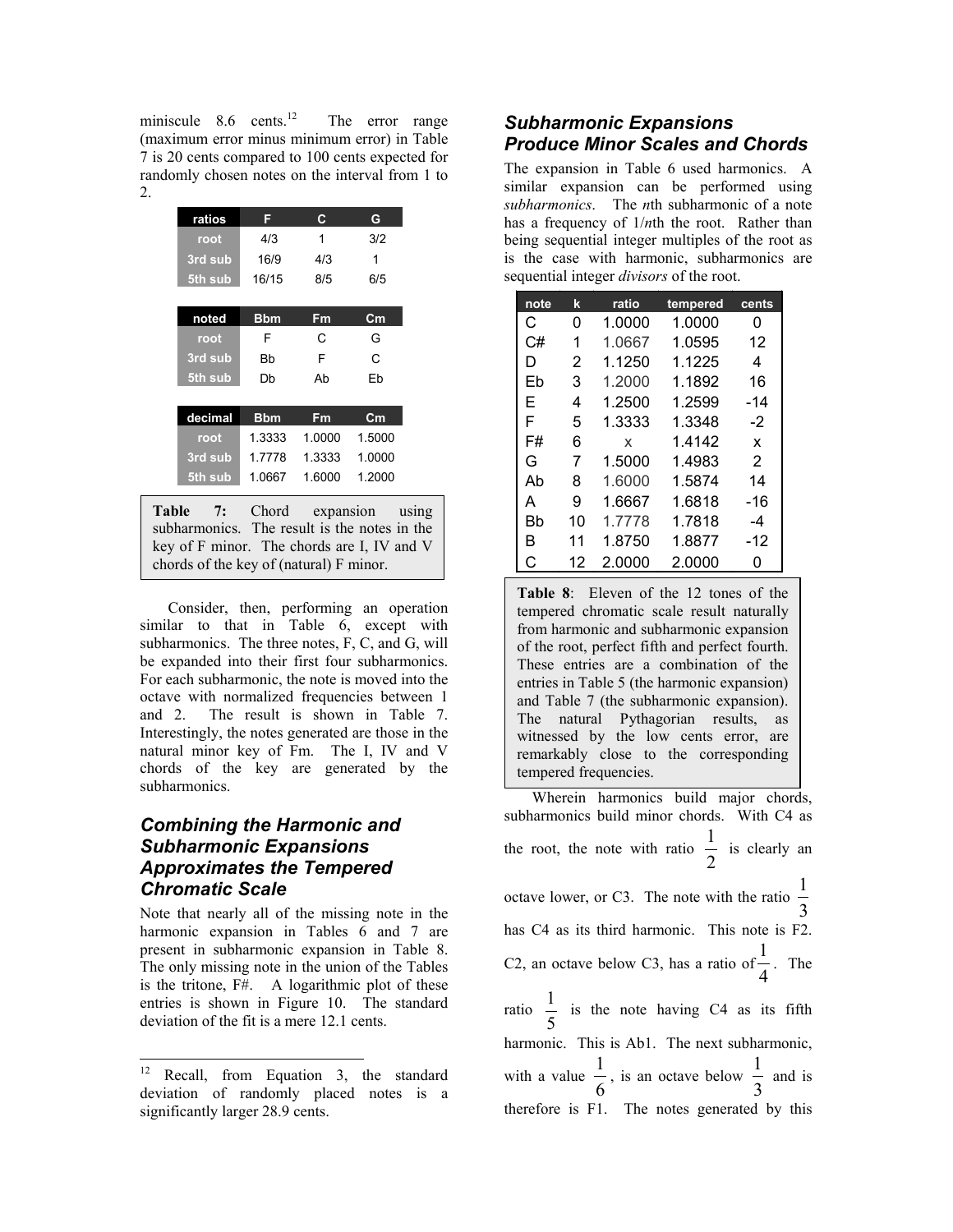miniscule 8.6 cents.[12] The error range (maximum error minus minimum error) in Table 7 is 20 cents compared to 100 cents expected for randomly chosen notes on the interval from 1 to 2.

| ratios | F | C | G |
|---|---|---|---|
| root | 4/3 | 1 | 3/2 |
| 3rd sub | 16/9 | 4/3 | 1 |
| 5th sub | 16/15 | 8/5 | 6/5 |

| noted | Bbm | Fm | Cm |
|---|---|---|---|
| root | F | C | G |
| 3rd sub | Bb | F | C |
| 5th sub | Db | Ab | Eb |

| decimal | Bbm | Fm | Cm |
|---|---|---|---|
| root | 1.3333 | 1.0000 | 1.5000 |
| 3rd sub | 1.7778 | 1.3333 | 1.0000 |
| 5th sub | 1.0667 | 1.6000 | 1.2000 |

**Table 7:** Chord expansion using subharmonics. The result is the notes in the key of F minor. The chords are I, IV and V chords of the key of (natural) F minor.

Consider, then, performing an operation similar to that in Table 6, except with subharmonics. The three notes, F, C, and G, will be expanded into their first four subharmonics. For each subharmonic, the note is moved into the octave with normalized frequencies between 1 and 2. The result is shown in Table 7. Interestingly, the notes generated are those in the natural minor key of Fm. The I, IV and V chords of the key are generated by the subharmonics.

## Combining the Harmonic and Subharmonic Expansions Approximates the Tempered Chromatic Scale

Note that nearly all of the missing note in the harmonic expansion in Tables 6 and 7 are present in subharmonic expansion in Table 8. The only missing note in the union of the Tables is the tritone, F#. A logarithmic plot of these entries is shown in Figure 10. The standard deviation of the fit is a mere 12.1 cents.

## Subharmonic Expansions Produce Minor Scales and Chords

The expansion in Table 6 used harmonics. A similar expansion can be performed using *subharmonics*. The *n*th subharmonic of a note has a frequency of 1/*n*th the root. Rather than being sequential integer multiples of the root as is the case with harmonic, subharmonics are sequential integer *divisors* of the root.

| note | k | ratio | tempered | cents |
|---|---|---|---|---|
| C | 0 | 1.0000 | 1.0000 | 0 |
| C# | 1 | 1.0667 | 1.0595 | 12 |
| D | 2 | 1.1250 | 1.1225 | 4 |
| Eb | 3 | 1.2000 | 1.1892 | 16 |
| E | 4 | 1.2500 | 1.2599 | -14 |
| F | 5 | 1.3333 | 1.3348 | -2 |
| F# | 6 | x | 1.4142 | x |
| G | 7 | 1.5000 | 1.4983 | 2 |
| Ab | 8 | 1.6000 | 1.5874 | 14 |
| A | 9 | 1.6667 | 1.6818 | -16 |
| Bb | 10 | 1.7778 | 1.7818 | -4 |
| B | 11 | 1.8750 | 1.8877 | -12 |
| C | 12 | 2.0000 | 2.0000 | 0 |

**Table 8**: Eleven of the 12 tones of the tempered chromatic scale result naturally from harmonic and subharmonic expansion of the root, perfect fifth and perfect fourth. These entries are a combination of the entries in Table 5 (the harmonic expansion) and Table 7 (the subharmonic expansion). The natural Pythagorian results, as witnessed by the low cents error, are remarkably close to the corresponding tempered frequencies.

Wherein harmonics build major chords, subharmonics build minor chords. With C4 as the root, the note with ratio $\frac{1}{2}$ is clearly an octave lower, or C3. The note with the ratio $\frac{1}{3}$ has C4 as its third harmonic. This note is F2. C2, an octave below C3, has a ratio of $\frac{1}{4}$. The ratio $\frac{1}{5}$ is the note having C4 as its fifth harmonic. This is Ab1. The next subharmonic, with a value $\frac{1}{6}$, is an octave below $\frac{1}{3}$ and is therefore is F1. The notes generated by this

[12] Recall, from Equation 3, the standard deviation of randomly placed notes is a significantly larger 28.9 cents.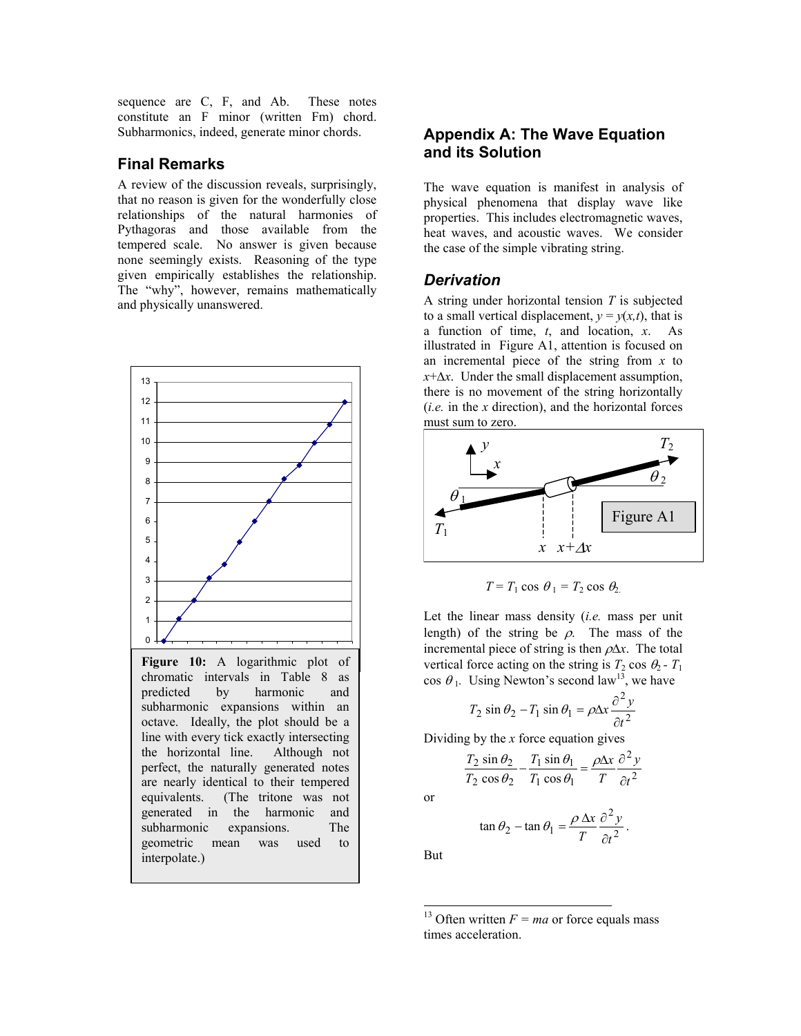sequence are C, F, and Ab. These notes constitute an F minor (written Fm) chord. Subharmonics, indeed, generate minor chords.

## Final Remarks

A review of the discussion reveals, surprisingly, that no reason is given for the wonderfully close relationships of the natural harmonies of Pythagoras and those available from the tempered scale. No answer is given because none seemingly exists. Reasoning of the type given empirically establishes the relationship. The "why", however, remains mathematically and physically unanswered.

**Figure 10:** A logarithmic plot of chromatic intervals in Table 8 as predicted by harmonic and subharmonic expansions within an octave. Ideally, the plot should be a line with every tick exactly intersecting the horizontal line. Although not perfect, the naturally generated notes are nearly identical to their tempered equivalents. (The tritone was not generated in the harmonic and subharmonic expansions. The geometric mean was used to interpolate.)

## Appendix A: The Wave Equation and its Solution

The wave equation is manifest in analysis of physical phenomena that display wave like properties. This includes electromagnetic waves, heat waves, and acoustic waves. We consider the case of the simple vibrating string.

### *Derivation*

A string under horizontal tension $T$ is subjected to a small vertical displacement, $y = y(x,t)$, that is a function of time, $t$, and location, $x$. As illustrated in Figure A1, attention is focused on an incremental piece of the string from $x$ to $x+\Delta x$. Under the small displacement assumption, there is no movement of the string horizontally (*i.e.* in the $x$ direction), and the horizontal forces must sum to zero.

Figure A1

$$T = T_1 \cos\theta_1 = T_2 \cos\theta_2.$$

Let the linear mass density (*i.e.* mass per unit length) of the string be $\rho$. The mass of the incremental piece of string is then $\rho\Delta x$. The total vertical force acting on the string is $T_2 \cos\theta_2 - T_1 \cos\theta_1$. Using Newton's second law[13], we have

$$T_2 \sin\theta_2 - T_1 \sin\theta_1 = \rho\Delta x \frac{\partial^2 y}{\partial t^2}$$

Dividing by the $x$ force equation gives

$$\frac{T_2 \sin\theta_2}{T_2 \cos\theta_2} - \frac{T_1 \sin\theta_1}{T_1 \cos\theta_1} = \frac{\rho\Delta x}{T}\frac{\partial^2 y}{\partial t^2}$$

or

$$\tan\theta_2 - \tan\theta_1 = \frac{\rho\,\Delta x}{T}\frac{\partial^2 y}{\partial t^2}.$$

But

[13] Often written $F = ma$ or force equals mass times acceleration.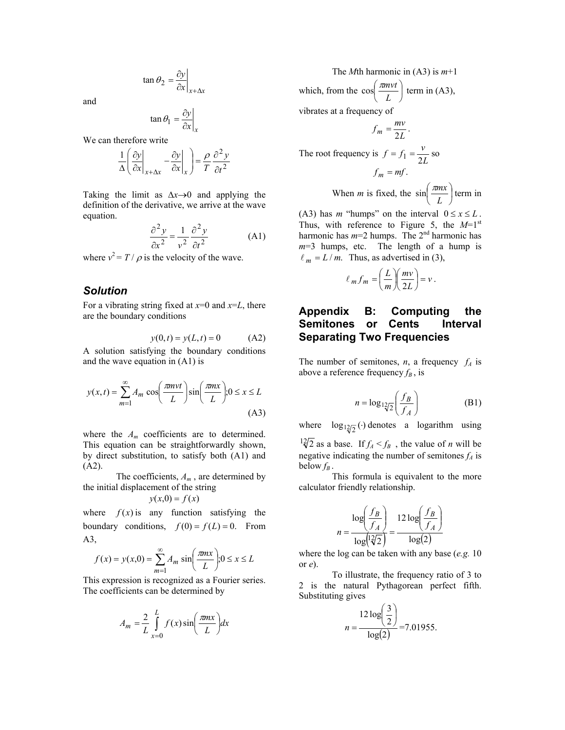$$\tan\theta_2 = \left.\frac{\partial y}{\partial x}\right|_{x+\Delta x}$$

and

$$\tan\theta_1 = \left.\frac{\partial y}{\partial x}\right|_{x}$$

We can therefore write

$$\frac{1}{\Delta}\left(\left.\frac{\partial y}{\partial x}\right|_{x+\Delta x} - \left.\frac{\partial y}{\partial x}\right|_{x}\right) = \frac{\rho}{T}\frac{\partial^2 y}{\partial t^2}$$

Taking the limit as $\Delta x \to 0$ and applying the definition of the derivative, we arrive at the wave equation.

$$\frac{\partial^2 y}{\partial x^2} = \frac{1}{v^2}\frac{\partial^2 y}{\partial t^2} \qquad \text{(A1)}$$

where $v^2 = T/\rho$ is the velocity of the wave.

### *Solution*

For a vibrating string fixed at $x$=0 and $x$=$L$, there are the boundary conditions

$$y(0,t) = y(L,t) = 0 \qquad \text{(A2)}$$

A solution satisfying the boundary conditions and the wave equation in (A1) is

$$y(x,t) = \sum_{m=1}^{\infty} A_m \cos\left(\frac{\pi m v t}{L}\right)\sin\left(\frac{\pi m x}{L}\right); 0 \le x \le L \qquad \text{(A3)}$$

where the $A_m$ coefficients are to determined. This equation can be straightforwardly shown, by direct substitution, to satisfy both (A1) and (A2).

The coefficients, $A_m$, are determined by the initial displacement of the string

$$y(x,0) = f(x)$$

where $f(x)$ is any function satisfying the boundary conditions, $f(0) = f(L) = 0$. From A3,

$$f(x) = y(x,0) = \sum_{m=1}^{\infty} A_m \sin\left(\frac{\pi m x}{L}\right); 0 \le x \le L$$

This expression is recognized as a Fourier series. The coefficients can be determined by

$$A_m = \frac{2}{L}\int_{x=0}^{L} f(x)\sin\left(\frac{\pi m x}{L}\right)dx$$

The $M$th harmonic in (A3) is $m$+1 which, from the $\cos\left(\frac{\pi m v t}{L}\right)$ term in (A3), vibrates at a frequency of

$$f_m = \frac{mv}{2L}.$$

The root frequency is $f = f_1 = \frac{v}{2L}$ so

$$f_m = mf.$$

When $m$ is fixed, the $\sin\left(\frac{\pi m x}{L}\right)$ term in (A3) has $m$ "humps" on the interval $0 \le x \le L$. Thus, with reference to Figure 5, the $M$=1[st] harmonic has $m$=2 humps. The 2[nd] harmonic has $m$=3 humps, etc. The length of a hump is $\ell_m = L/m$. Thus, as advertised in (3),

$$\ell_m f_m = \left(\frac{L}{m}\right)\left(\frac{mv}{2L}\right) = v.$$

## Appendix B: Computing the Semitones or Cents Interval Separating Two Frequencies

The number of semitones, $n$, a frequency $f_A$ is above a reference frequency $f_B$, is

$$n = \log_{\sqrt[12]{2}}\left(\frac{f_B}{f_A}\right) \qquad \text{(B1)}$$

where $\log_{\sqrt[12]{2}}(\cdot)$ denotes a logarithm using $\sqrt[12]{2}$ as a base. If $f_A < f_B$, the value of $n$ will be negative indicating the number of semitones $f_A$ is below $f_B$.

This formula is equivalent to the more calculator friendly relationship.

$$n = \frac{\log\left(\frac{f_B}{f_A}\right)}{\log\left(\sqrt[12]{2}\right)} = \frac{12\log\left(\frac{f_B}{f_A}\right)}{\log(2)}$$

where the log can be taken with any base (*e.g.* 10 or *e*).

To illustrate, the frequency ratio of 3 to 2 is the natural Pythagorean perfect fifth. Substituting gives

$$n = \frac{12\log\left(\frac{3}{2}\right)}{\log(2)} = 7.01955.$$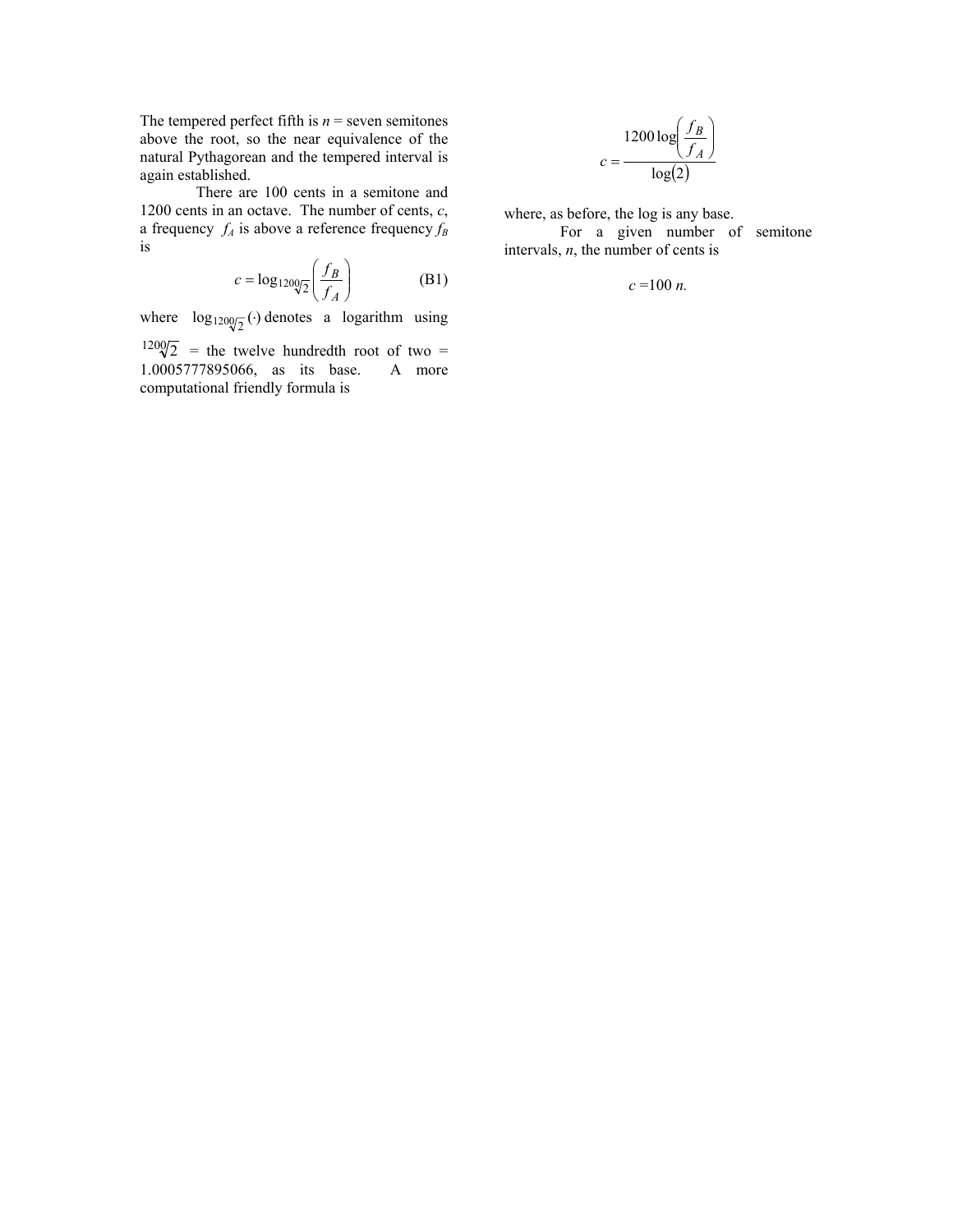The tempered perfect fifth is $n$ = seven semitones above the root, so the near equivalence of the natural Pythagorean and the tempered interval is again established.

There are 100 cents in a semitone and 1200 cents in an octave. The number of cents, $c$, a frequency $f_A$ is above a reference frequency $f_B$ is

$$c = \log_{\sqrt[1200]{2}}\left(\frac{f_B}{f_A}\right) \qquad \text{(B1)}$$

where $\log_{\sqrt[1200]{2}}(\cdot)$ denotes a logarithm using $\sqrt[1200]{2}$ = the twelve hundredth root of two = 1.0005777895066, as its base. A more computational friendly formula is

$$c = \frac{1200\log\left(\frac{f_B}{f_A}\right)}{\log(2)}$$

where, as before, the log is any base.

For a given number of semitone intervals, $n$, the number of cents is

$$c = 100\, n.$$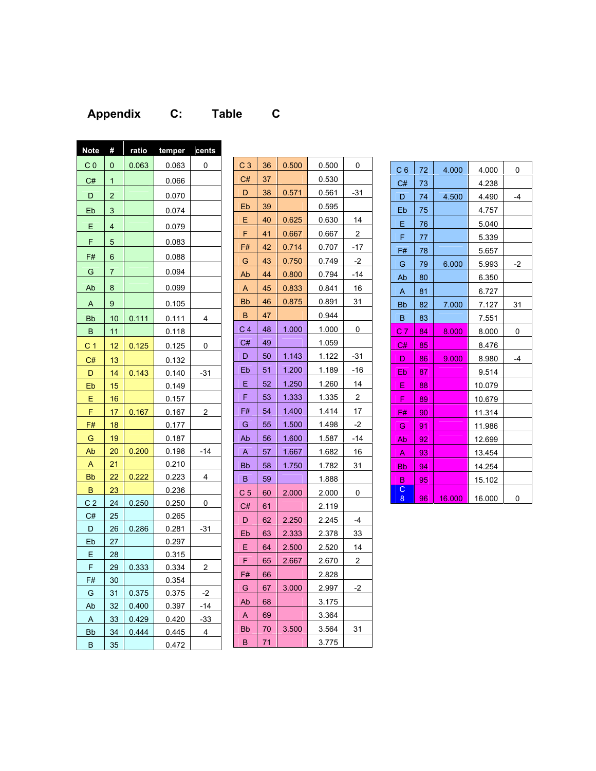# Appendix C: Table C

| Note | # | ratio | temper | cents |
|---|---|---|---|---|
| C 0 | 0 | 0.063 | 0.063 | 0 |
| C# | 1 | | 0.066 | |
| D | 2 | | 0.070 | |
| Eb | 3 | | 0.074 | |
| E | 4 | | 0.079 | |
| F | 5 | | 0.083 | |
| F# | 6 | | 0.088 | |
| G | 7 | | 0.094 | |
| Ab | 8 | | 0.099 | |
| A | 9 | | 0.105 | |
| Bb | 10 | 0.111 | 0.111 | 4 |
| B | 11 | | 0.118 | |
| C 1 | 12 | 0.125 | 0.125 | 0 |
| C# | 13 | | 0.132 | |
| D | 14 | 0.143 | 0.140 | -31 |
| Eb | 15 | | 0.149 | |
| E | 16 | | 0.157 | |
| F | 17 | 0.167 | 0.167 | 2 |
| F# | 18 | | 0.177 | |
| G | 19 | | 0.187 | |
| Ab | 20 | 0.200 | 0.198 | -14 |
| A | 21 | | 0.210 | |
| Bb | 22 | 0.222 | 0.223 | 4 |
| B | 23 | | 0.236 | |
| C 2 | 24 | 0.250 | 0.250 | 0 |
| C# | 25 | | 0.265 | |
| D | 26 | 0.286 | 0.281 | -31 |
| Eb | 27 | | 0.297 | |
| E | 28 | | 0.315 | |
| F | 29 | 0.333 | 0.334 | 2 |
| F# | 30 | | 0.354 | |
| G | 31 | 0.375 | 0.375 | -2 |
| Ab | 32 | 0.400 | 0.397 | -14 |
| A | 33 | 0.429 | 0.420 | -33 |
| Bb | 34 | 0.444 | 0.445 | 4 |
| B | 35 | | 0.472 | |
| C 3 | 36 | 0.500 | 0.500 | 0 |
| C# | 37 | | 0.530 | |
| D | 38 | 0.571 | 0.561 | -31 |
| Eb | 39 | | 0.595 | |
| E | 40 | 0.625 | 0.630 | 14 |
| F | 41 | 0.667 | 0.667 | 2 |
| F# | 42 | 0.714 | 0.707 | -17 |
| G | 43 | 0.750 | 0.749 | -2 |
| Ab | 44 | 0.800 | 0.794 | -14 |
| A | 45 | 0.833 | 0.841 | 16 |
| Bb | 46 | 0.875 | 0.891 | 31 |
| B | 47 | | 0.944 | |
| C 4 | 48 | 1.000 | 1.000 | 0 |
| C# | 49 | | 1.059 | |
| D | 50 | 1.143 | 1.122 | -31 |
| Eb | 51 | 1.200 | 1.189 | -16 |
| E | 52 | 1.250 | 1.260 | 14 |
| F | 53 | 1.333 | 1.335 | 2 |
| F# | 54 | 1.400 | 1.414 | 17 |
| G | 55 | 1.500 | 1.498 | -2 |
| Ab | 56 | 1.600 | 1.587 | -14 |
| A | 57 | 1.667 | 1.682 | 16 |
| Bb | 58 | 1.750 | 1.782 | 31 |
| B | 59 | | 1.888 | |
| C 5 | 60 | 2.000 | 2.000 | 0 |
| C# | 61 | | 2.119 | |
| D | 62 | 2.250 | 2.245 | -4 |
| Eb | 63 | 2.333 | 2.378 | 33 |
| E | 64 | 2.500 | 2.520 | 14 |
| F | 65 | 2.667 | 2.670 | 2 |
| F# | 66 | | 2.828 | |
| G | 67 | 3.000 | 2.997 | -2 |
| Ab | 68 | | 3.175 | |
| A | 69 | | 3.364 | |
| Bb | 70 | 3.500 | 3.564 | 31 |
| B | 71 | | 3.775 | |
| C 6 | 72 | 4.000 | 4.000 | 0 |
| C# | 73 | | 4.238 | |
| D | 74 | 4.500 | 4.490 | -4 |
| Eb | 75 | | 4.757 | |
| E | 76 | | 5.040 | |
| F | 77 | | 5.339 | |
| F# | 78 | | 5.657 | |
| G | 79 | 6.000 | 5.993 | -2 |
| Ab | 80 | | 6.350 | |
| A | 81 | | 6.727 | |
| Bb | 82 | 7.000 | 7.127 | 31 |
| B | 83 | | 7.551 | |
| C 7 | 84 | 8.000 | 8.000 | 0 |
| C# | 85 | | 8.476 | |
| D | 86 | 9.000 | 8.980 | -4 |
| Eb | 87 | | 9.514 | |
| E | 88 | | 10.079 | |
| F | 89 | | 10.679 | |
| F# | 90 | | 11.314 | |
| G | 91 | | 11.986 | |
| Ab | 92 | | 12.699 | |
| A | 93 | | 13.454 | |
| Bb | 94 | | 14.254 | |
| B | 95 | | 15.102 | |
| C 8 | 96 | 16.000 | 16.000 | 0 |